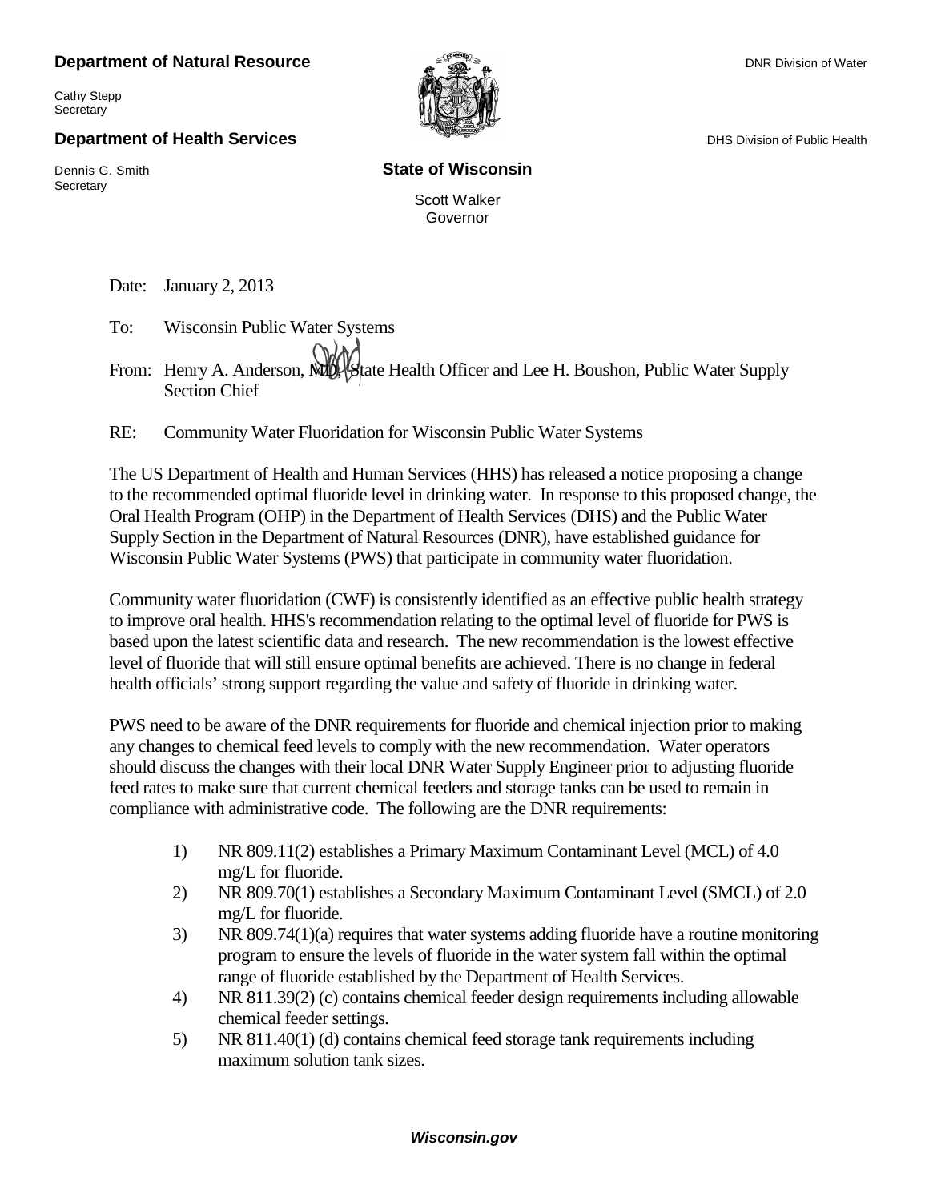**Department of Natural Resource**

Cathy Stepp
Secretary

**Department of Health Services**

Dennis G. Smith
Secretary

DNR Division of Water

DHS Division of Public Health

**State of Wisconsin**

Scott Walker
Governor

Date: January 2, 2013

To: Wisconsin Public Water Systems

From: Henry A. Anderson, MD, State Health Officer and Lee H. Boushon, Public Water Supply Section Chief

RE: Community Water Fluoridation for Wisconsin Public Water Systems

The US Department of Health and Human Services (HHS) has released a notice proposing a change to the recommended optimal fluoride level in drinking water. In response to this proposed change, the Oral Health Program (OHP) in the Department of Health Services (DHS) and the Public Water Supply Section in the Department of Natural Resources (DNR), have established guidance for Wisconsin Public Water Systems (PWS) that participate in community water fluoridation.

Community water fluoridation (CWF) is consistently identified as an effective public health strategy to improve oral health. HHS's recommendation relating to the optimal level of fluoride for PWS is based upon the latest scientific data and research. The new recommendation is the lowest effective level of fluoride that will still ensure optimal benefits are achieved. There is no change in federal health officials' strong support regarding the value and safety of fluoride in drinking water.

PWS need to be aware of the DNR requirements for fluoride and chemical injection prior to making any changes to chemical feed levels to comply with the new recommendation. Water operators should discuss the changes with their local DNR Water Supply Engineer prior to adjusting fluoride feed rates to make sure that current chemical feeders and storage tanks can be used to remain in compliance with administrative code. The following are the DNR requirements:

1) NR 809.11(2) establishes a Primary Maximum Contaminant Level (MCL) of 4.0 mg/L for fluoride.
2) NR 809.70(1) establishes a Secondary Maximum Contaminant Level (SMCL) of 2.0 mg/L for fluoride.
3) NR 809.74(1)(a) requires that water systems adding fluoride have a routine monitoring program to ensure the levels of fluoride in the water system fall within the optimal range of fluoride established by the Department of Health Services.
4) NR 811.39(2) (c) contains chemical feeder design requirements including allowable chemical feeder settings.
5) NR 811.40(1) (d) contains chemical feed storage tank requirements including maximum solution tank sizes.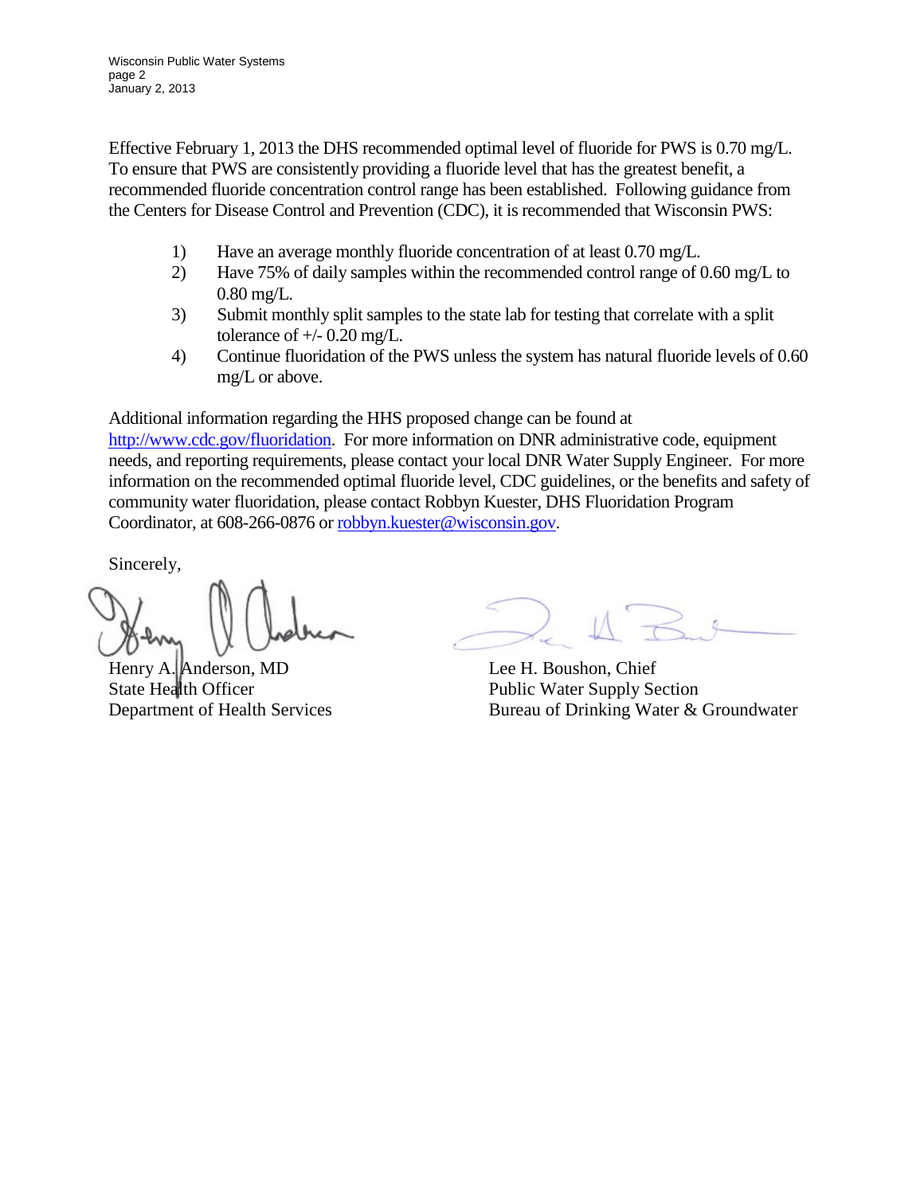Effective February 1, 2013 the DHS recommended optimal level of fluoride for PWS is 0.70 mg/L. To ensure that PWS are consistently providing a fluoride level that has the greatest benefit, a recommended fluoride concentration control range has been established. Following guidance from the Centers for Disease Control and Prevention (CDC), it is recommended that Wisconsin PWS:

1) Have an average monthly fluoride concentration of at least 0.70 mg/L.
2) Have 75% of daily samples within the recommended control range of 0.60 mg/L to 0.80 mg/L.
3) Submit monthly split samples to the state lab for testing that correlate with a split tolerance of +/- 0.20 mg/L.
4) Continue fluoridation of the PWS unless the system has natural fluoride levels of 0.60 mg/L or above.

Additional information regarding the HHS proposed change can be found at [http://www.cdc.gov/fluoridation](http://www.cdc.gov/fluoridation). For more information on DNR administrative code, equipment needs, and reporting requirements, please contact your local DNR Water Supply Engineer. For more information on the recommended optimal fluoride level, CDC guidelines, or the benefits and safety of community water fluoridation, please contact Robbyn Kuester, DHS Fluoridation Program Coordinator, at 608-266-0876 or [robbyn.kuester@wisconsin.gov](mailto:robbyn.kuester@wisconsin.gov).

Sincerely,

Henry A. Anderson, MD
State Health Officer
Department of Health Services

Lee H. Boushon, Chief
Public Water Supply Section
Bureau of Drinking Water & Groundwater